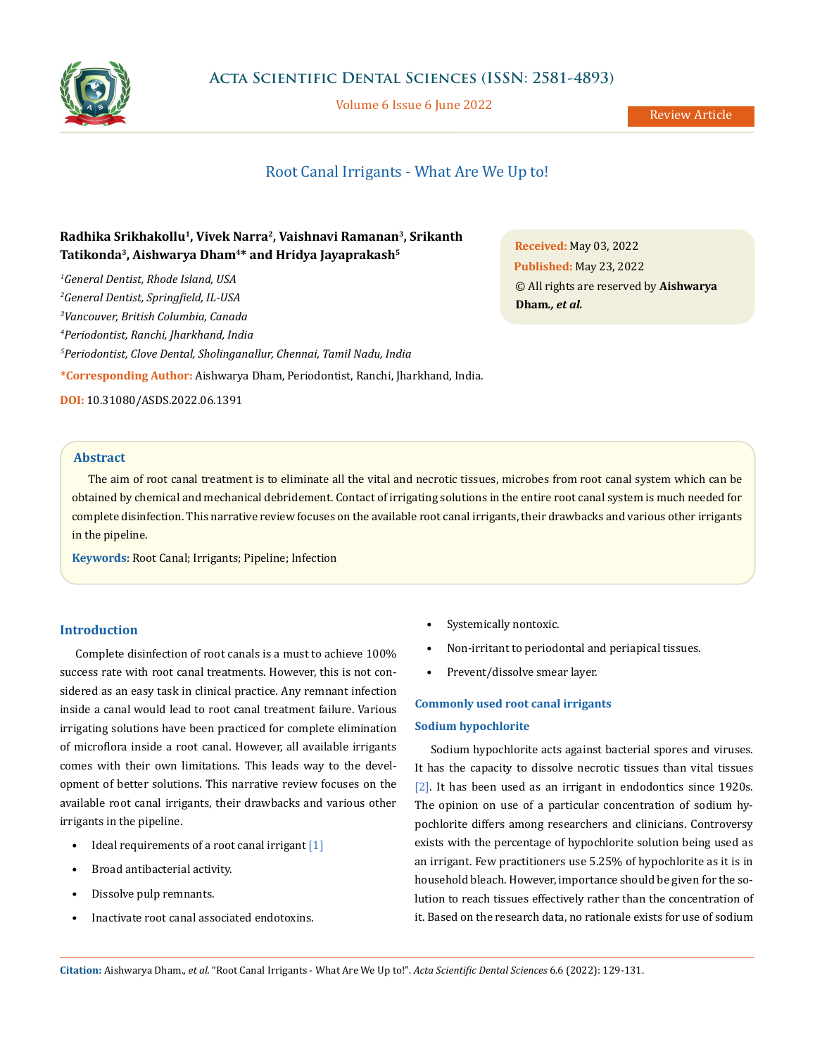# Root Canal Irrigants - What Are We Up to!

**Radhika Srikhakollu[1], Vivek Narra[2], Vaishnavi Ramanan[3], Srikanth Tatikonda[3], Aishwarya Dham[4]* and Hridya Jayaprakash[5]**

*[1]General Dentist, Rhode Island, USA*

*[2]General Dentist, Springfield, IL-USA*

*[3]Vancouver, British Columbia, Canada*

*[4]Periodontist, Ranchi, Jharkhand, India*

*[5]Periodontist, Clove Dental, Sholinganallur, Chennai, Tamil Nadu, India*

**\*Corresponding Author:** Aishwarya Dham, Periodontist, Ranchi, Jharkhand, India.

**DOI:** 10.31080/ASDS.2022.06.1391

**Received:** May 03, 2022
**Published:** May 23, 2022
© All rights are reserved by **Aishwarya Dham., *et al.***

## Abstract

The aim of root canal treatment is to eliminate all the vital and necrotic tissues, microbes from root canal system which can be obtained by chemical and mechanical debridement. Contact of irrigating solutions in the entire root canal system is much needed for complete disinfection. This narrative review focuses on the available root canal irrigants, their drawbacks and various other irrigants in the pipeline.

**Keywords:** Root Canal; Irrigants; Pipeline; Infection

## Introduction

Complete disinfection of root canals is a must to achieve 100% success rate with root canal treatments. However, this is not considered as an easy task in clinical practice. Any remnant infection inside a canal would lead to root canal treatment failure. Various irrigating solutions have been practiced for complete elimination of microflora inside a root canal. However, all available irrigants comes with their own limitations. This leads way to the development of better solutions. This narrative review focuses on the available root canal irrigants, their drawbacks and various other irrigants in the pipeline.

- Ideal requirements of a root canal irrigant [1]
- Broad antibacterial activity.
- Dissolve pulp remnants.
- Inactivate root canal associated endotoxins.
- Systemically nontoxic.
- Non-irritant to periodontal and periapical tissues.
- Prevent/dissolve smear layer.

### Commonly used root canal irrigants

### Sodium hypochlorite

Sodium hypochlorite acts against bacterial spores and viruses. It has the capacity to dissolve necrotic tissues than vital tissues [2]. It has been used as an irrigant in endodontics since 1920s. The opinion on use of a particular concentration of sodium hypochlorite differs among researchers and clinicians. Controversy exists with the percentage of hypochlorite solution being used as an irrigant. Few practitioners use 5.25% of hypochlorite as it is in household bleach. However, importance should be given for the solution to reach tissues effectively rather than the concentration of it. Based on the research data, no rationale exists for use of sodium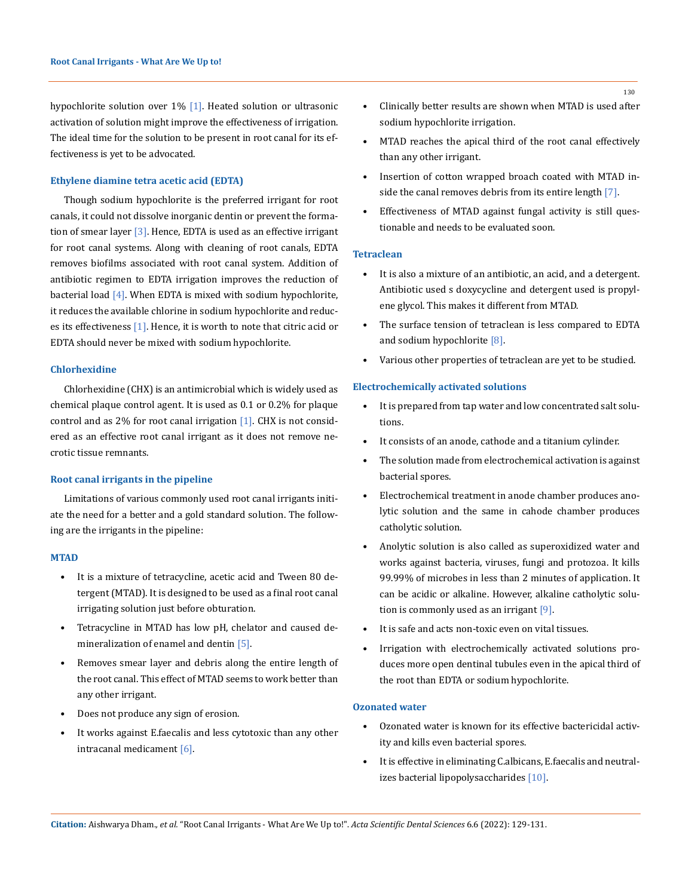hypochlorite solution over 1% [1]. Heated solution or ultrasonic activation of solution might improve the effectiveness of irrigation. The ideal time for the solution to be present in root canal for its effectiveness is yet to be advocated.

### Ethylene diamine tetra acetic acid (EDTA)

Though sodium hypochlorite is the preferred irrigant for root canals, it could not dissolve inorganic dentin or prevent the formation of smear layer [3]. Hence, EDTA is used as an effective irrigant for root canal systems. Along with cleaning of root canals, EDTA removes biofilms associated with root canal system. Addition of antibiotic regimen to EDTA irrigation improves the reduction of bacterial load [4]. When EDTA is mixed with sodium hypochlorite, it reduces the available chlorine in sodium hypochlorite and reduces its effectiveness [1]. Hence, it is worth to note that citric acid or EDTA should never be mixed with sodium hypochlorite.

### Chlorhexidine

Chlorhexidine (CHX) is an antimicrobial which is widely used as chemical plaque control agent. It is used as 0.1 or 0.2% for plaque control and as 2% for root canal irrigation [1]. CHX is not considered as an effective root canal irrigant as it does not remove necrotic tissue remnants.

### Root canal irrigants in the pipeline

Limitations of various commonly used root canal irrigants initiate the need for a better and a gold standard solution. The following are the irrigants in the pipeline:

### MTAD

- It is a mixture of tetracycline, acetic acid and Tween 80 detergent (MTAD). It is designed to be used as a final root canal irrigating solution just before obturation.
- Tetracycline in MTAD has low pH, chelator and caused demineralization of enamel and dentin [5].
- Removes smear layer and debris along the entire length of the root canal. This effect of MTAD seems to work better than any other irrigant.
- Does not produce any sign of erosion.
- It works against E.faecalis and less cytotoxic than any other intracanal medicament [6].
- Clinically better results are shown when MTAD is used after sodium hypochlorite irrigation.
- MTAD reaches the apical third of the root canal effectively than any other irrigant.
- Insertion of cotton wrapped broach coated with MTAD inside the canal removes debris from its entire length [7].
- Effectiveness of MTAD against fungal activity is still questionable and needs to be evaluated soon.

### Tetraclean

- It is also a mixture of an antibiotic, an acid, and a detergent. Antibiotic used s doxycycline and detergent used is propylene glycol. This makes it different from MTAD.
- The surface tension of tetraclean is less compared to EDTA and sodium hypochlorite [8].
- Various other properties of tetraclean are yet to be studied.

### Electrochemically activated solutions

- It is prepared from tap water and low concentrated salt solutions.
- It consists of an anode, cathode and a titanium cylinder.
- The solution made from electrochemical activation is against bacterial spores.
- Electrochemical treatment in anode chamber produces anolytic solution and the same in cahode chamber produces catholytic solution.
- Anolytic solution is also called as superoxidized water and works against bacteria, viruses, fungi and protozoa. It kills 99.99% of microbes in less than 2 minutes of application. It can be acidic or alkaline. However, alkaline catholytic solution is commonly used as an irrigant [9].
- It is safe and acts non-toxic even on vital tissues.
- Irrigation with electrochemically activated solutions produces more open dentinal tubules even in the apical third of the root than EDTA or sodium hypochlorite.

### Ozonated water

- Ozonated water is known for its effective bactericidal activity and kills even bacterial spores.
- It is effective in eliminating C.albicans, E.faecalis and neutralizes bacterial lipopolysaccharides [10].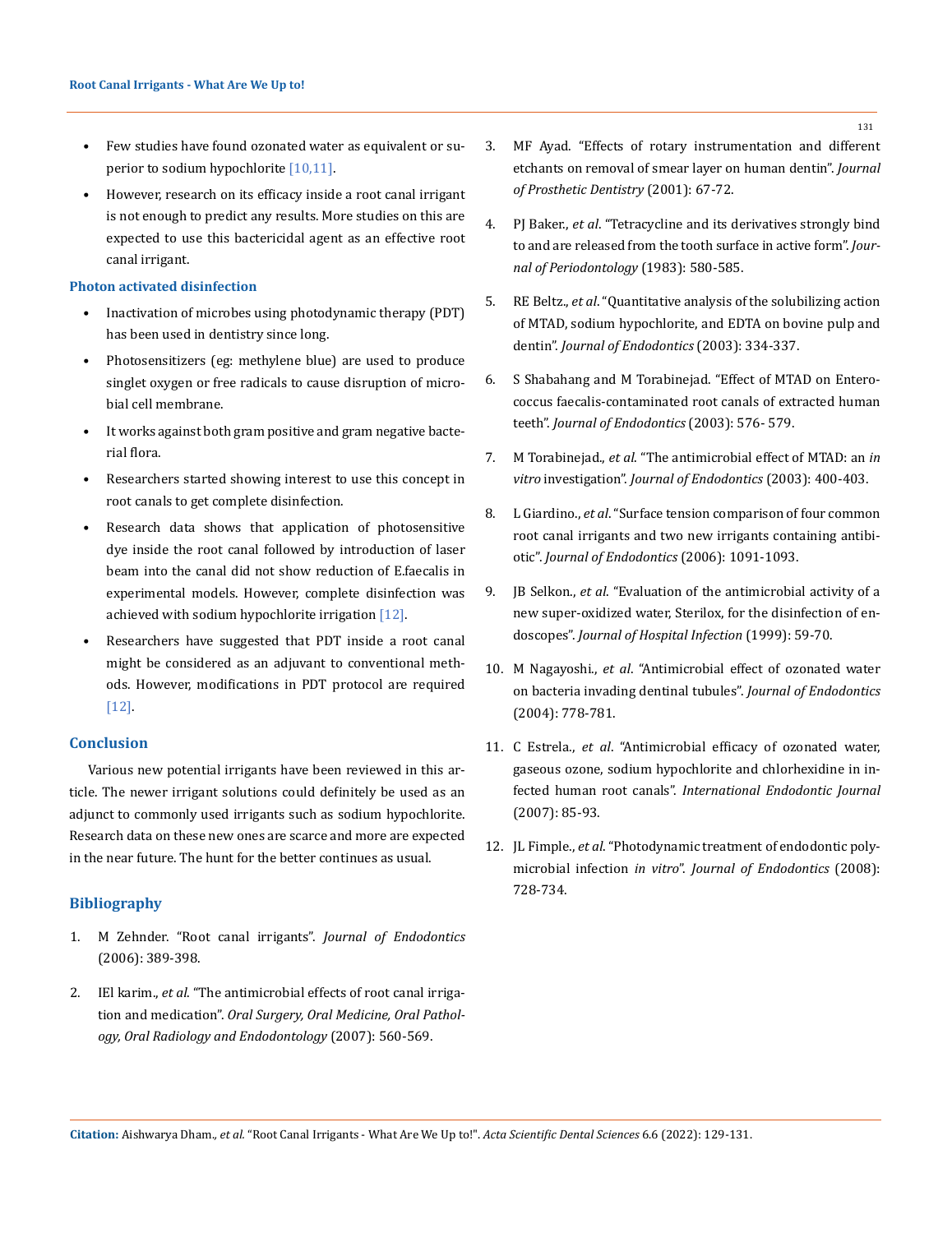- Few studies have found ozonated water as equivalent or superior to sodium hypochlorite [10,11].
- However, research on its efficacy inside a root canal irrigant is not enough to predict any results. More studies on this are expected to use this bactericidal agent as an effective root canal irrigant.

### Photon activated disinfection

- Inactivation of microbes using photodynamic therapy (PDT) has been used in dentistry since long.
- Photosensitizers (eg: methylene blue) are used to produce singlet oxygen or free radicals to cause disruption of microbial cell membrane.
- It works against both gram positive and gram negative bacterial flora.
- Researchers started showing interest to use this concept in root canals to get complete disinfection.
- Research data shows that application of photosensitive dye inside the root canal followed by introduction of laser beam into the canal did not show reduction of E.faecalis in experimental models. However, complete disinfection was achieved with sodium hypochlorite irrigation [12].
- Researchers have suggested that PDT inside a root canal might be considered as an adjuvant to conventional methods. However, modifications in PDT protocol are required [12].

## Conclusion

Various new potential irrigants have been reviewed in this article. The newer irrigant solutions could definitely be used as an adjunct to commonly used irrigants such as sodium hypochlorite. Research data on these new ones are scarce and more are expected in the near future. The hunt for the better continues as usual.

## Bibliography

1. M Zehnder. "Root canal irrigants". *Journal of Endodontics* (2006): 389-398.
2. IEl karim., *et al*. "The antimicrobial effects of root canal irrigation and medication". *Oral Surgery, Oral Medicine, Oral Pathology, Oral Radiology and Endodontology* (2007): 560-569.
3. MF Ayad. "Effects of rotary instrumentation and different etchants on removal of smear layer on human dentin". *Journal of Prosthetic Dentistry* (2001): 67-72.
4. PJ Baker., *et al*. "Tetracycline and its derivatives strongly bind to and are released from the tooth surface in active form". *Journal of Periodontology* (1983): 580-585.
5. RE Beltz., *et al*. "Quantitative analysis of the solubilizing action of MTAD, sodium hypochlorite, and EDTA on bovine pulp and dentin". *Journal of Endodontics* (2003): 334-337.
6. S Shabahang and M Torabinejad. "Effect of MTAD on Enterococcus faecalis-contaminated root canals of extracted human teeth". *Journal of Endodontics* (2003): 576- 579.
7. M Torabinejad., *et al*. "The antimicrobial effect of MTAD: an *in vitro* investigation". *Journal of Endodontics* (2003): 400-403.
8. L Giardino., *et al*. "Surface tension comparison of four common root canal irrigants and two new irrigants containing antibiotic". *Journal of Endodontics* (2006): 1091-1093.
9. JB Selkon., *et al*. "Evaluation of the antimicrobial activity of a new super-oxidized water, Sterilox, for the disinfection of endoscopes". *Journal of Hospital Infection* (1999): 59-70.
10. M Nagayoshi., *et al*. "Antimicrobial effect of ozonated water on bacteria invading dentinal tubules". *Journal of Endodontics* (2004): 778-781.
11. C Estrela., *et al*. "Antimicrobial efficacy of ozonated water, gaseous ozone, sodium hypochlorite and chlorhexidine in infected human root canals". *International Endodontic Journal* (2007): 85-93.
12. JL Fimple., *et al*. "Photodynamic treatment of endodontic polymicrobial infection *in vitro*". *Journal of Endodontics* (2008): 728-734.